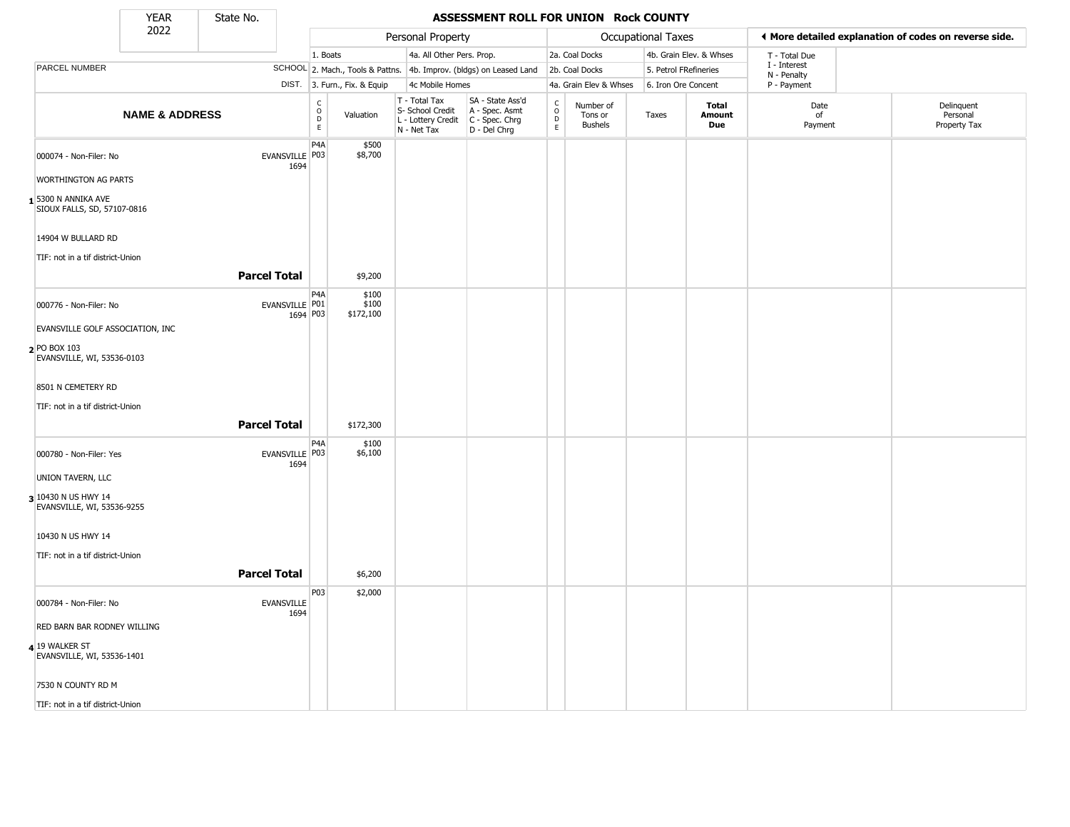# ASSESSMENT ROLL FOR UNION Rock COUNTY

YEAR 2022 | State No.

| | Personal Property | | Occupational Taxes | | |
|---|---|---|---|---|---|
| | 1. Boats | 4a. All Other Pers. Prop. | 2a. Coal Docks | 4b. Grain Elev. & Whses | T - Total Due |
| PARCEL NUMBER SCHOOL DIST. | 2. Mach., Tools & Pattns. | 4b. Improv. (bldgs) on Leased Land | 2b. Coal Docks | 5. Petrol FRefineries | I - Interest, N - Penalty |
| | 3. Furn., Fix. & Equip | 4c Mobile Homes | 4a. Grain Elev & Whses | 6. Iron Ore Concent | P - Payment |

◄ More detailed explanation of codes on reverse side.

| | NAME & ADDRESS | | CODE | Valuation | T - Total Tax S- School Credit L - Lottery Credit N - Net Tax | SA - State Ass'd A - Spec. Asmt C - Spec. Chrg D - Del Chrg | CODE | Number of Tons or Bushels | Taxes | Total Amount Due | Date of Payment | Delinquent Personal Property Tax |
|---|---|---|---|---|---|---|---|---|---|---|---|---|
| 1 | 000074 - Non-Filer: No<br>WORTHINGTON AG PARTS<br>5300 N ANNIKA AVE<br>SIOUX FALLS, SD, 57107-0816<br>14904 W BULLARD RD<br>TIF: not in a tif district-Union | EVANSVILLE 1694 | P4A<br>P03 | $500<br>$8,700 | | | | | | | | |
| | **Parcel Total** | | | $9,200 | | | | | | | | |
| 2 | 000776 - Non-Filer: No<br>EVANSVILLE GOLF ASSOCIATION, INC<br>PO BOX 103<br>EVANSVILLE, WI, 53536-0103<br>8501 N CEMETERY RD<br>TIF: not in a tif district-Union | EVANSVILLE 1694 | P4A<br>P01<br>P03 | $100<br>$100<br>$172,100 | | | | | | | | |
| | **Parcel Total** | | | $172,300 | | | | | | | | |
| 3 | 000780 - Non-Filer: Yes<br>UNION TAVERN, LLC<br>10430 N US HWY 14<br>EVANSVILLE, WI, 53536-9255<br>10430 N US HWY 14<br>TIF: not in a tif district-Union | EVANSVILLE 1694 | P4A<br>P03 | $100<br>$6,100 | | | | | | | | |
| | **Parcel Total** | | | $6,200 | | | | | | | | |
| 4 | 000784 - Non-Filer: No<br>RED BARN BAR RODNEY WILLING<br>19 WALKER ST<br>EVANSVILLE, WI, 53536-1401<br>7530 N COUNTY RD M<br>TIF: not in a tif district-Union | EVANSVILLE 1694 | P03 | $2,000 | | | | | | | | |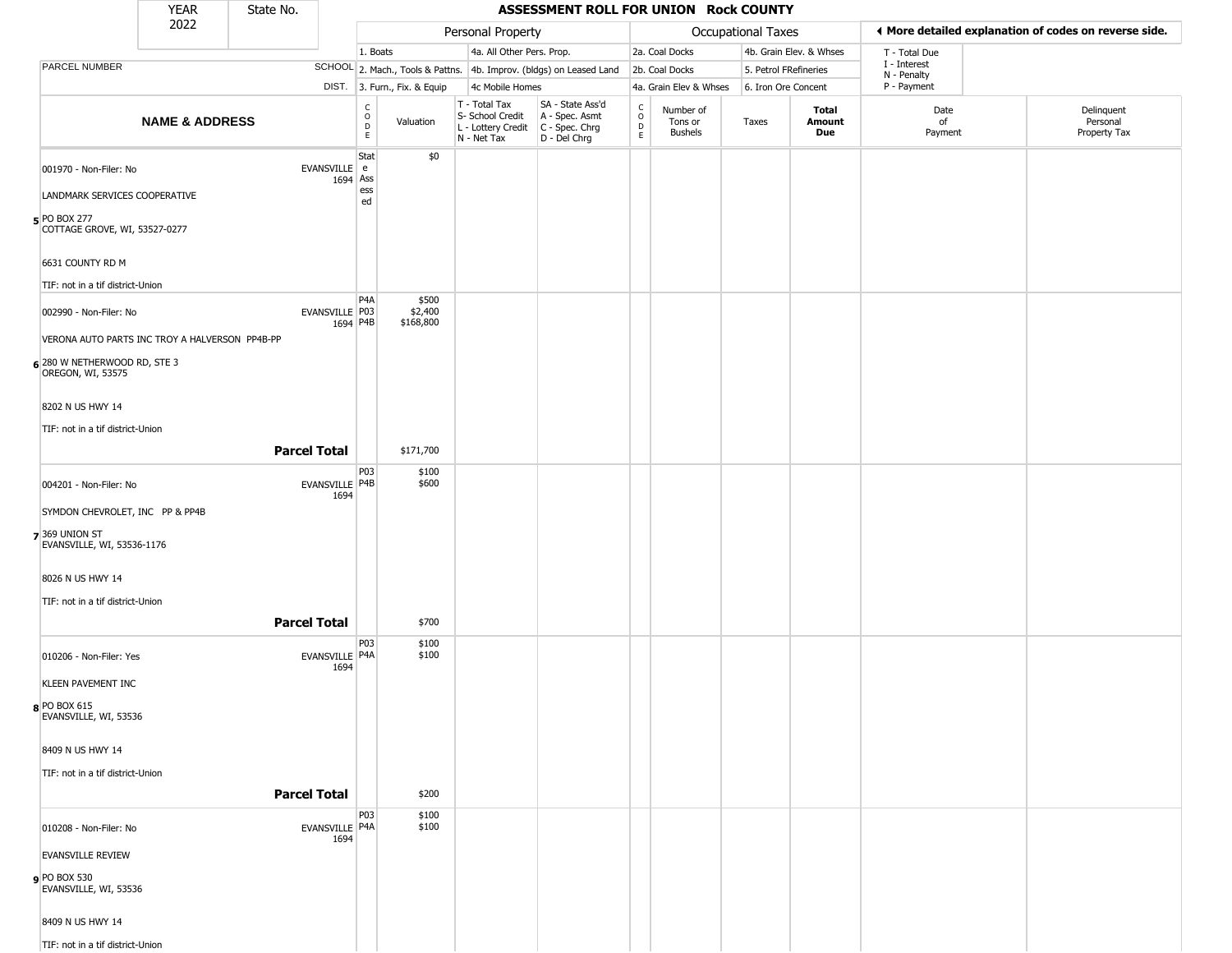| YEAR 2022 | State No. | ASSESSMENT ROLL FOR UNION Rock COUNTY |
|---|---|---|

| | | Personal Property | | | | Occupational Taxes | | | | ◄ More detailed explanation of codes on reverse side. |
|---|---|---|---|---|---|---|---|---|---|---|
| PARCEL NUMBER | SCHOOL DIST. | 1. Boats<br>2. Mach., Tools & Pattns.<br>3. Furn., Fix. & Equip | | 4a. All Other Pers. Prop.<br>4b. Improv. (bldgs) on Leased Land<br>4c Mobile Homes | | 2a. Coal Docks<br>2b. Coal Docks<br>4a. Grain Elev & Whses | | 4b. Grain Elev. & Whses<br>5. Petrol FRefineries<br>6. Iron Ore Concent | | T - Total Due<br>I - Interest<br>N - Penalty<br>P - Payment |

| # | NAME & ADDRESS | SCHOOL DIST. | CODE | Valuation | T - Total Tax<br>S- School Credit<br>L - Lottery Credit<br>N - Net Tax | SA - State Ass'd<br>A - Spec. Asmt<br>C - Spec. Chrg<br>D - Del Chrg | CODE | Number of Tons or Bushels | Taxes | Total Amount Due | Date of Payment | Delinquent Personal Property Tax |
|---|---|---|---|---|---|---|---|---|---|---|---|---|
| 5 | 001970 - Non-Filer: No<br>LANDMARK SERVICES COOPERATIVE<br>PO BOX 277<br>COTTAGE GROVE, WI, 53527-0277<br>6631 COUNTY RD M<br>TIF: not in a tif district-Union | EVANSVILLE 1694 | State Assessed | $0 | | | | | | | | |
| 6 | 002990 - Non-Filer: No<br>VERONA AUTO PARTS INC TROY A HALVERSON PP4B-PP<br>280 W NETHERWOOD RD, STE 3<br>OREGON, WI, 53575<br>8202 N US HWY 14<br>TIF: not in a tif district-Union | EVANSVILLE 1694 | P4A<br>P03<br>P4B | $500<br>$2,400<br>$168,800 | | | | | | | | |
| | **Parcel Total** | | | $171,700 | | | | | | | | |
| 7 | 004201 - Non-Filer: No<br>SYMDON CHEVROLET, INC PP & PP4B<br>369 UNION ST<br>EVANSVILLE, WI, 53536-1176<br>8026 N US HWY 14<br>TIF: not in a tif district-Union | EVANSVILLE 1694 | P03<br>P4B | $100<br>$600 | | | | | | | | |
| | **Parcel Total** | | | $700 | | | | | | | | |
| 8 | 010206 - Non-Filer: Yes<br>KLEEN PAVEMENT INC<br>PO BOX 615<br>EVANSVILLE, WI, 53536<br>8409 N US HWY 14<br>TIF: not in a tif district-Union | EVANSVILLE 1694 | P03<br>P4A | $100<br>$100 | | | | | | | | |
| | **Parcel Total** | | | $200 | | | | | | | | |
| 9 | 010208 - Non-Filer: No<br>EVANSVILLE REVIEW<br>PO BOX 530<br>EVANSVILLE, WI, 53536<br>8409 N US HWY 14<br>TIF: not in a tif district-Union | EVANSVILLE 1694 | P03<br>P4A | $100<br>$100 | | | | | | | | |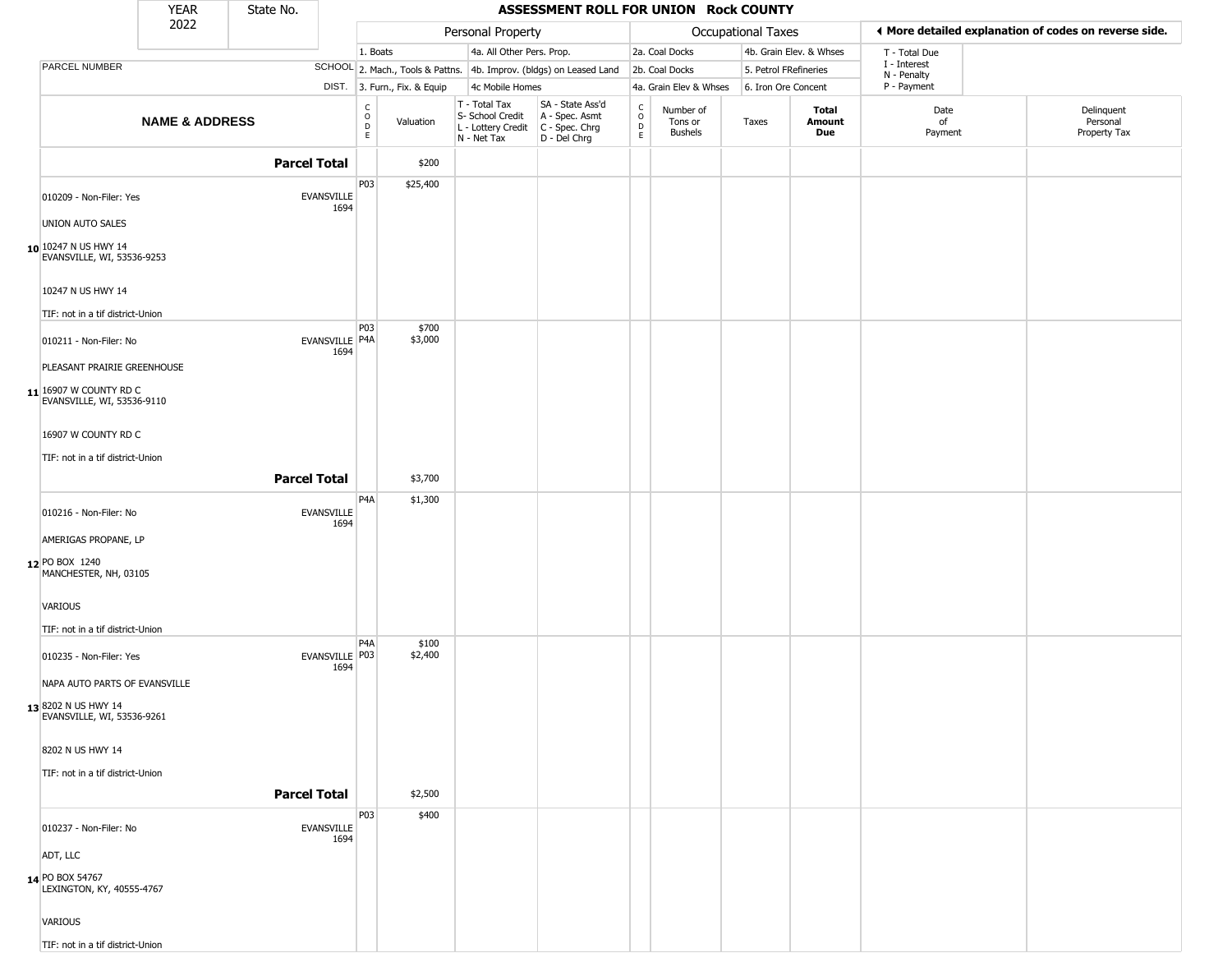| YEAR 2022 | State No. |
|---|---|

**ASSESSMENT ROLL FOR UNION Rock COUNTY**

| | | Personal Property | | | | Occupational Taxes | | | | ◄ More detailed explanation of codes on reverse side. | |
|---|---|---|---|---|---|---|---|---|---|---|---|
| PARCEL NUMBER | SCHOOL DIST. | 1. Boats<br>2. Mach., Tools & Pattns.<br>3. Furn., Fix. & Equip | | 4a. All Other Pers. Prop.<br>4b. Improv. (bldgs) on Leased Land<br>4c Mobile Homes | | 2a. Coal Docks<br>2b. Coal Docks<br>4a. Grain Elev & Whses | | 4b. Grain Elev. & Whses<br>5. Petrol FRefineries<br>6. Iron Ore Concent | | T - Total Due<br>I - Interest<br>N - Penalty<br>P - Payment | |
| **NAME & ADDRESS** | | CODE | Valuation | T - Total Tax<br>S- School Credit<br>L - Lottery Credit<br>N - Net Tax | SA - State Ass'd<br>A - Spec. Asmt<br>C - Spec. Chrg<br>D - Del Chrg | CODE | Number of Tons or Bushels | Taxes | **Total Amount Due** | Date of Payment | Delinquent Personal Property Tax |
| **Parcel Total** | | | $200 | | | | | | | | |
| 010209 - Non-Filer: Yes<br>UNION AUTO SALES<br>**10** 10247 N US HWY 14<br>EVANSVILLE, WI, 53536-9253<br>10247 N US HWY 14<br>TIF: not in a tif district-Union | EVANSVILLE 1694 | P03 | $25,400 | | | | | | | | |
| 010211 - Non-Filer: No<br>PLEASANT PRAIRIE GREENHOUSE<br>**11** 16907 W COUNTY RD C<br>EVANSVILLE, WI, 53536-9110<br>16907 W COUNTY RD C<br>TIF: not in a tif district-Union | EVANSVILLE 1694 | P03<br>P4A | $700<br>$3,000 | | | | | | | | |
| **Parcel Total** | | | $3,700 | | | | | | | | |
| 010216 - Non-Filer: No<br>AMERIGAS PROPANE, LP<br>**12** PO BOX 1240<br>MANCHESTER, NH, 03105<br>VARIOUS<br>TIF: not in a tif district-Union | EVANSVILLE 1694 | P4A | $1,300 | | | | | | | | |
| 010235 - Non-Filer: Yes<br>NAPA AUTO PARTS OF EVANSVILLE<br>**13** 8202 N US HWY 14<br>EVANSVILLE, WI, 53536-9261<br>8202 N US HWY 14<br>TIF: not in a tif district-Union | EVANSVILLE 1694 | P4A<br>P03 | $100<br>$2,400 | | | | | | | | |
| **Parcel Total** | | | $2,500 | | | | | | | | |
| 010237 - Non-Filer: No<br>ADT, LLC<br>**14** PO BOX 54767<br>LEXINGTON, KY, 40555-4767<br>VARIOUS<br>TIF: not in a tif district-Union | EVANSVILLE 1694 | P03 | $400 | | | | | | | | |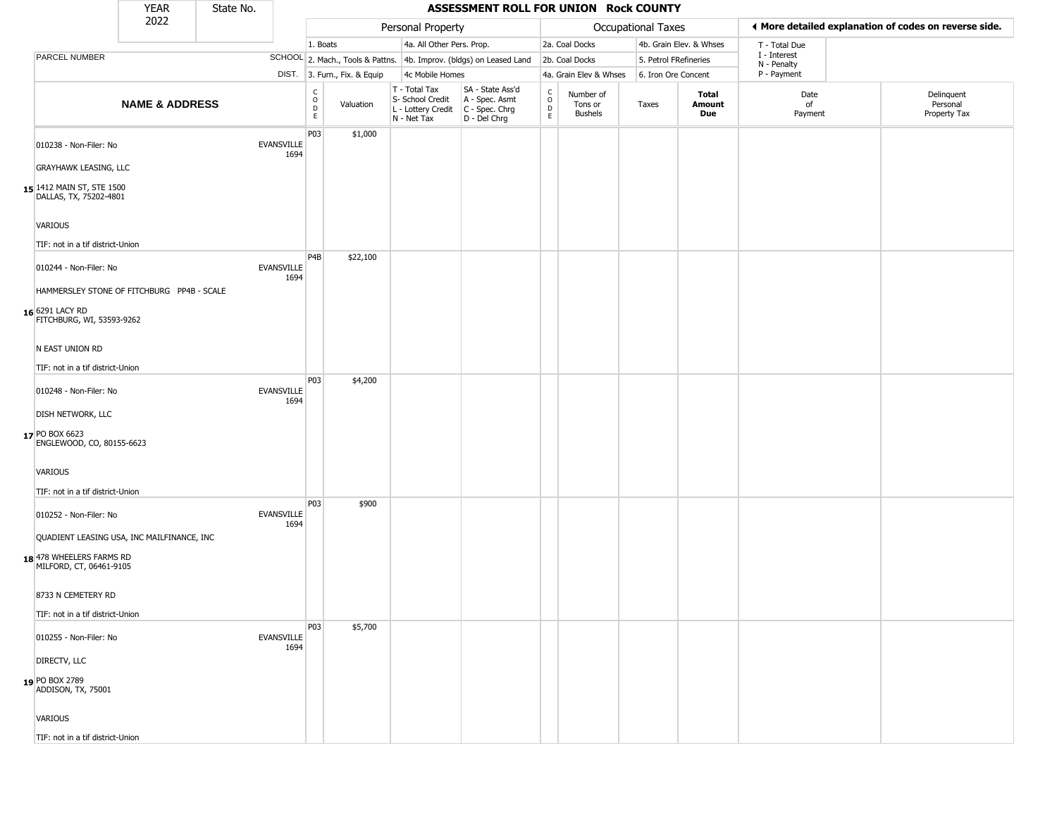| YEAR 2022 | State No. | | | ASSESSMENT ROLL FOR UNION Rock COUNTY | | | | | | | | |
|---|---|---|---|---|---|---|---|---|---|---|---|---|

| | | Personal Property | | | | Occupational Taxes | | | | ◂ More detailed explanation of codes on reverse side. | |
|---|---|---|---|---|---|---|---|---|---|---|---|
| PARCEL NUMBER | SCHOOL DIST. | 1. Boats<br>2. Mach., Tools & Pattns.<br>3. Furn., Fix. & Equip | | 4a. All Other Pers. Prop.<br>4b. Improv. (bldgs) on Leased Land<br>4c Mobile Homes | | 2a. Coal Docks<br>2b. Coal Docks<br>4a. Grain Elev & Whses | | 4b. Grain Elev. & Whses<br>5. Petrol FRefineries<br>6. Iron Ore Concent | | T - Total Due<br>I - Interest<br>N - Penalty<br>P - Payment | |
| **NAME & ADDRESS** | | CODE | Valuation | T - Total Tax<br>S- School Credit<br>L - Lottery Credit<br>N - Net Tax | SA - State Ass'd<br>A - Spec. Asmt<br>C - Spec. Chrg<br>D - Del Chrg | CODE | Number of Tons or Bushels | Taxes | **Total Amount Due** | Date of Payment | Delinquent Personal Property Tax |
| 15 010238 - Non-Filer: No<br>GRAYHAWK LEASING, LLC<br>1412 MAIN ST, STE 1500<br>DALLAS, TX, 75202-4801<br>VARIOUS<br>TIF: not in a tif district-Union | EVANSVILLE 1694 | P03 | $1,000 | | | | | | | | |
| 16 010244 - Non-Filer: No<br>HAMMERSLEY STONE OF FITCHBURG PP4B - SCALE<br>6291 LACY RD<br>FITCHBURG, WI, 53593-9262<br>N EAST UNION RD<br>TIF: not in a tif district-Union | EVANSVILLE 1694 | P4B | $22,100 | | | | | | | | |
| 17 010248 - Non-Filer: No<br>DISH NETWORK, LLC<br>PO BOX 6623<br>ENGLEWOOD, CO, 80155-6623<br>VARIOUS<br>TIF: not in a tif district-Union | EVANSVILLE 1694 | P03 | $4,200 | | | | | | | | |
| 18 010252 - Non-Filer: No<br>QUADIENT LEASING USA, INC MAILFINANCE, INC<br>478 WHEELERS FARMS RD<br>MILFORD, CT, 06461-9105<br>8733 N CEMETERY RD<br>TIF: not in a tif district-Union | EVANSVILLE 1694 | P03 | $900 | | | | | | | | |
| 19 010255 - Non-Filer: No<br>DIRECTV, LLC<br>PO BOX 2789<br>ADDISON, TX, 75001<br>VARIOUS<br>TIF: not in a tif district-Union | EVANSVILLE 1694 | P03 | $5,700 | | | | | | | | |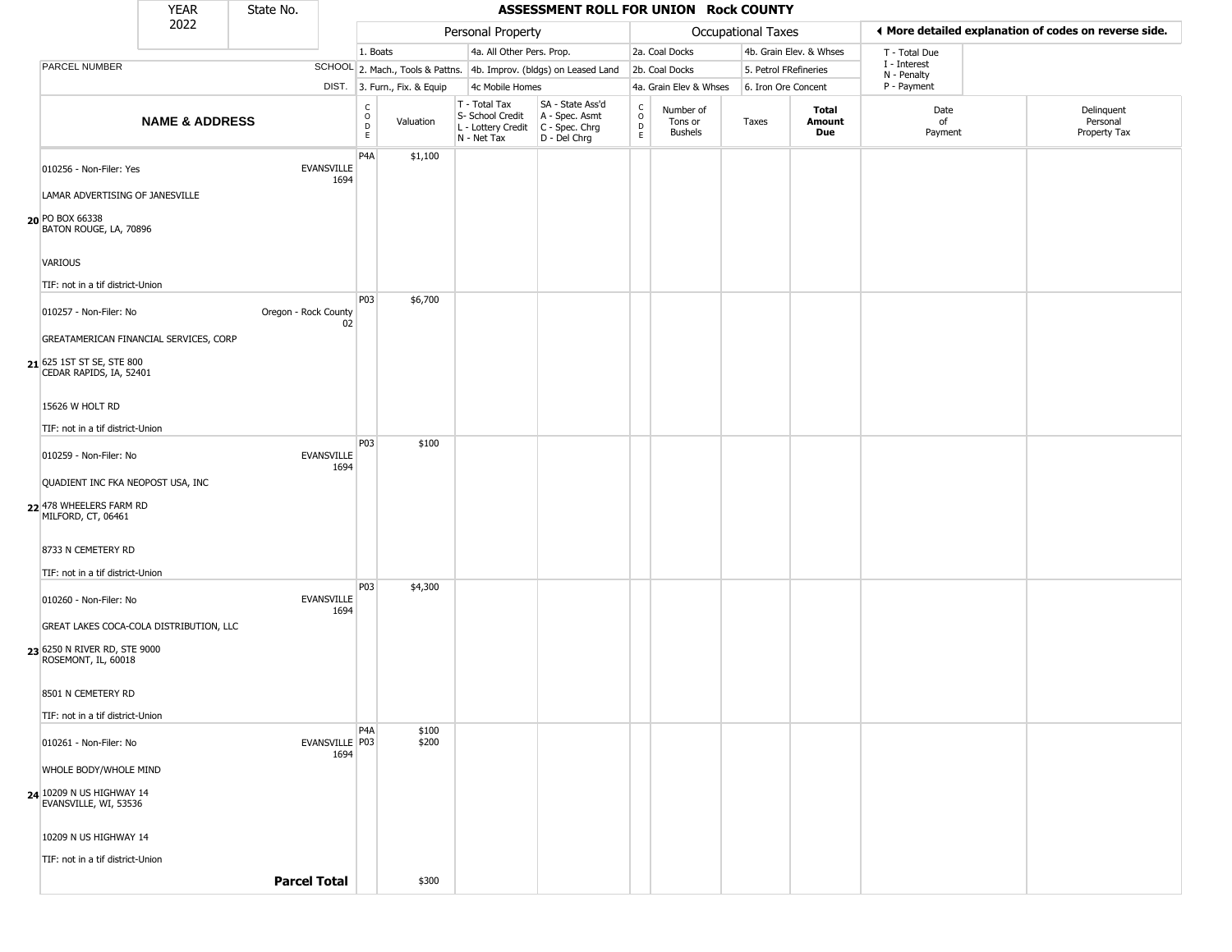| YEAR 2022 | State No. | ASSESSMENT ROLL FOR UNION Rock COUNTY | | | | | | | | | |
|---|---|---|---|---|---|---|---|---|---|---|---|

| | | Personal Property | | | | Occupational Taxes | | | | ◀ More detailed explanation of codes on reverse side. | |
|---|---|---|---|---|---|---|---|---|---|---|---|
| | | 1. Boats | | 4a. All Other Pers. Prop. | | 2a. Coal Docks | | 4b. Grain Elev. & Whses | | T - Total Due | |
| PARCEL NUMBER | SCHOOL | 2. Mach., Tools & Pattns. | | 4b. Improv. (bldgs) on Leased Land | | 2b. Coal Docks | | 5. Petrol FRefineries | | I - Interest, N - Penalty | |
| | DIST. | 3. Furn., Fix. & Equip | | 4c Mobile Homes | | 4a. Grain Elev & Whses | | 6. Iron Ore Concent | | P - Payment | |
| NAME & ADDRESS | | CODE | Valuation | T - Total Tax, S- School Credit, L - Lottery Credit, N - Net Tax | SA - State Ass'd, A - Spec. Asmt, C - Spec. Chrg, D - Del Chrg | CODE | Number of Tons or Bushels | Taxes | Total Amount Due | Date of Payment | Delinquent Personal Property Tax |
| 20 010256 - Non-Filer: Yes<br>LAMAR ADVERTISING OF JANESVILLE<br>PO BOX 66338<br>BATON ROUGE, LA, 70896<br>VARIOUS<br>TIF: not in a tif district-Union | EVANSVILLE 1694 | P4A | $1,100 | | | | | | | | |
| 21 010257 - Non-Filer: No<br>GREATAMERICAN FINANCIAL SERVICES, CORP<br>625 1ST ST SE, STE 800<br>CEDAR RAPIDS, IA, 52401<br>15626 W HOLT RD<br>TIF: not in a tif district-Union | Oregon - Rock County 02 | P03 | $6,700 | | | | | | | | |
| 22 010259 - Non-Filer: No<br>QUADIENT INC FKA NEOPOST USA, INC<br>478 WHEELERS FARM RD<br>MILFORD, CT, 06461<br>8733 N CEMETERY RD<br>TIF: not in a tif district-Union | EVANSVILLE 1694 | P03 | $100 | | | | | | | | |
| 23 010260 - Non-Filer: No<br>GREAT LAKES COCA-COLA DISTRIBUTION, LLC<br>6250 N RIVER RD, STE 9000<br>ROSEMONT, IL, 60018<br>8501 N CEMETERY RD<br>TIF: not in a tif district-Union | EVANSVILLE 1694 | P03 | $4,300 | | | | | | | | |
| 24 010261 - Non-Filer: No<br>WHOLE BODY/WHOLE MIND<br>10209 N US HIGHWAY 14<br>EVANSVILLE, WI, 53536<br>10209 N US HIGHWAY 14<br>TIF: not in a tif district-Union | EVANSVILLE 1694 | P4A<br>P03 | $100<br>$200 | | | | | | | | |
| **Parcel Total** | | | $300 | | | | | | | | |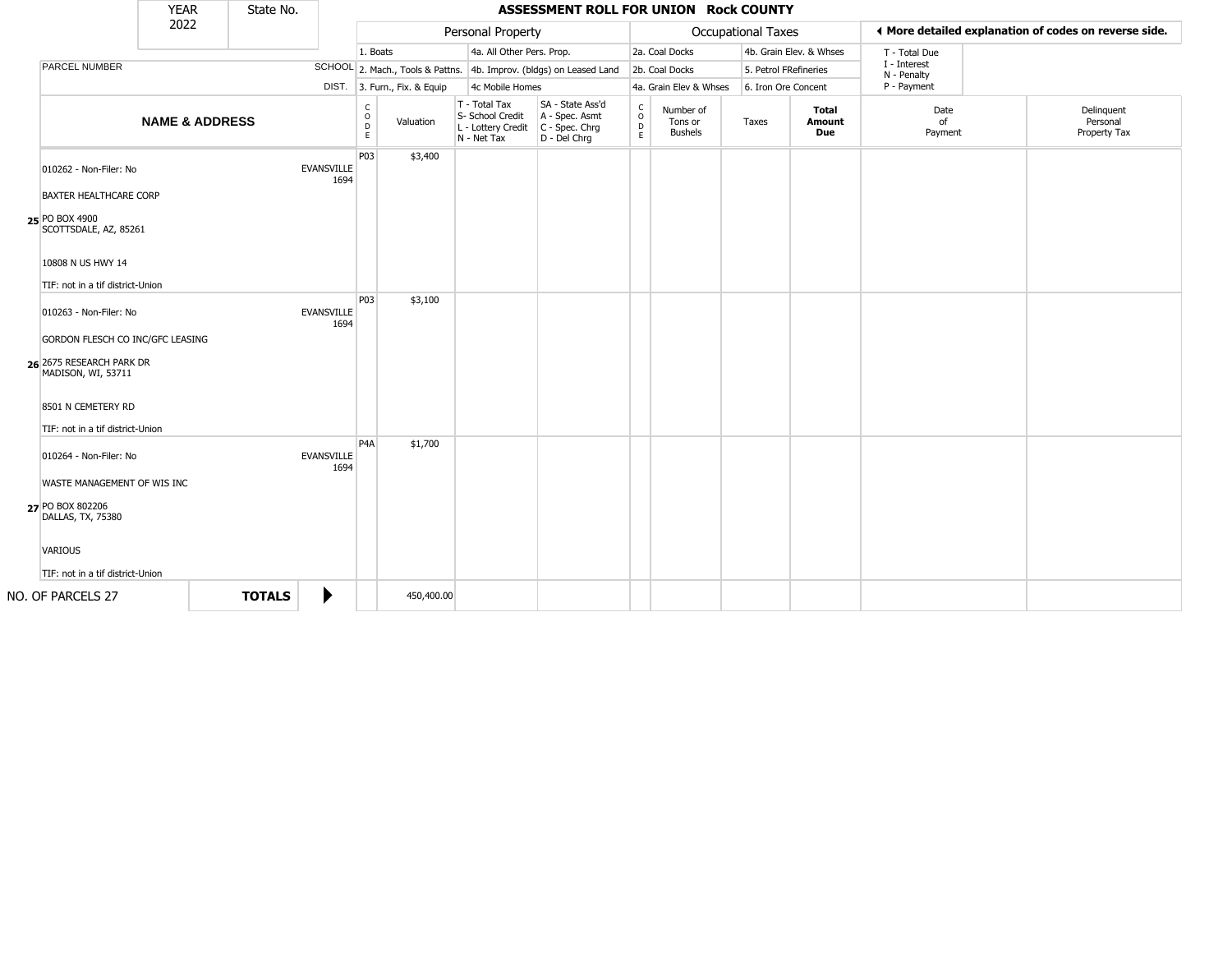# ASSESSMENT ROLL FOR UNION Rock COUNTY

| YEAR | State No. |
|---|---|
| 2022 | |

| | | Personal Property | | | | Occupational Taxes | | | | ◀ More detailed explanation of codes on reverse side. | |
|---|---|---|---|---|---|---|---|---|---|---|---|
| | | 1. Boats | | 4a. All Other Pers. Prop. | | 2a. Coal Docks | | 4b. Grain Elev. & Whses | | T - Total Due<br>I - Interest<br>N - Penalty<br>P - Payment | |
| PARCEL NUMBER | SCHOOL | 2. Mach., Tools & Pattns. | | 4b. Improv. (bldgs) on Leased Land | | 2b. Coal Docks | | 5. Petrol FRefineries | | | |
| | DIST. | 3. Furn., Fix. & Equip | | 4c Mobile Homes | | 4a. Grain Elev & Whses | | 6. Iron Ore Concent | | | |

| | NAME & ADDRESS | | CODE | Valuation | T - Total Tax<br>S- School Credit<br>L - Lottery Credit<br>N - Net Tax | SA - State Ass'd<br>A - Spec. Asmt<br>C - Spec. Chrg<br>D - Del Chrg | CODE | Number of Tons or Bushels | Taxes | Total Amount Due | Date of Payment | Delinquent Personal Property Tax |
|---|---|---|---|---|---|---|---|---|---|---|---|---|
| 25 | 010262 - Non-Filer: No<br>BAXTER HEALTHCARE CORP<br>PO BOX 4900<br>SCOTTSDALE, AZ, 85261<br>10808 N US HWY 14<br>TIF: not in a tif district-Union | EVANSVILLE 1694 | P03 | $3,400 | | | | | | | | |
| 26 | 010263 - Non-Filer: No<br>GORDON FLESCH CO INC/GFC LEASING<br>2675 RESEARCH PARK DR<br>MADISON, WI, 53711<br>8501 N CEMETERY RD<br>TIF: not in a tif district-Union | EVANSVILLE 1694 | P03 | $3,100 | | | | | | | | |
| 27 | 010264 - Non-Filer: No<br>WASTE MANAGEMENT OF WIS INC<br>PO BOX 802206<br>DALLAS, TX, 75380<br>VARIOUS<br>TIF: not in a tif district-Union | EVANSVILLE 1694 | P4A | $1,700 | | | | | | | | |
| | NO. OF PARCELS 27 | **TOTALS** ▶ | | 450,400.00 | | | | | | | | |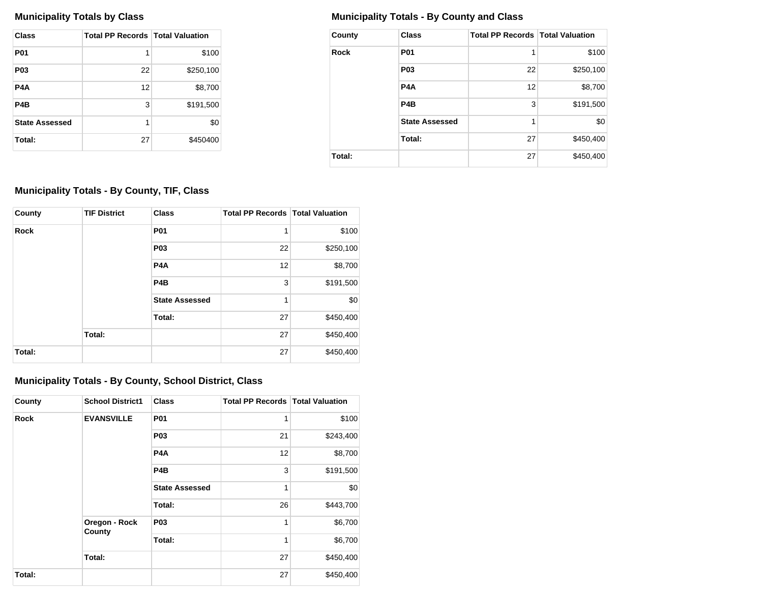## Municipality Totals by Class

| Class | Total PP Records | Total Valuation |
|---|---|---|
| **P01** | 1 | $100 |
| **P03** | 22 | $250,100 |
| **P4A** | 12 | $8,700 |
| **P4B** | 3 | $191,500 |
| **State Assessed** | 1 | $0 |
| **Total:** | 27 | $450400 |

## Municipality Totals - By County and Class

| County | Class | Total PP Records | Total Valuation |
|---|---|---|---|
| **Rock** | **P01** | 1 | $100 |
| | **P03** | 22 | $250,100 |
| | **P4A** | 12 | $8,700 |
| | **P4B** | 3 | $191,500 |
| | **State Assessed** | 1 | $0 |
| | **Total:** | 27 | $450,400 |
| **Total:** | | 27 | $450,400 |

## Municipality Totals - By County, TIF, Class

| County | TIF District | Class | Total PP Records | Total Valuation |
|---|---|---|---|---|
| **Rock** | | **P01** | 1 | $100 |
| | | **P03** | 22 | $250,100 |
| | | **P4A** | 12 | $8,700 |
| | | **P4B** | 3 | $191,500 |
| | | **State Assessed** | 1 | $0 |
| | | **Total:** | 27 | $450,400 |
| | **Total:** | | 27 | $450,400 |
| **Total:** | | | 27 | $450,400 |

## Municipality Totals - By County, School District, Class

| County | School District1 | Class | Total PP Records | Total Valuation |
|---|---|---|---|---|
| **Rock** | **EVANSVILLE** | **P01** | 1 | $100 |
| | | **P03** | 21 | $243,400 |
| | | **P4A** | 12 | $8,700 |
| | | **P4B** | 3 | $191,500 |
| | | **State Assessed** | 1 | $0 |
| | | **Total:** | 26 | $443,700 |
| | **Oregon - Rock County** | **P03** | 1 | $6,700 |
| | | **Total:** | 1 | $6,700 |
| | **Total:** | | 27 | $450,400 |
| **Total:** | | | 27 | $450,400 |